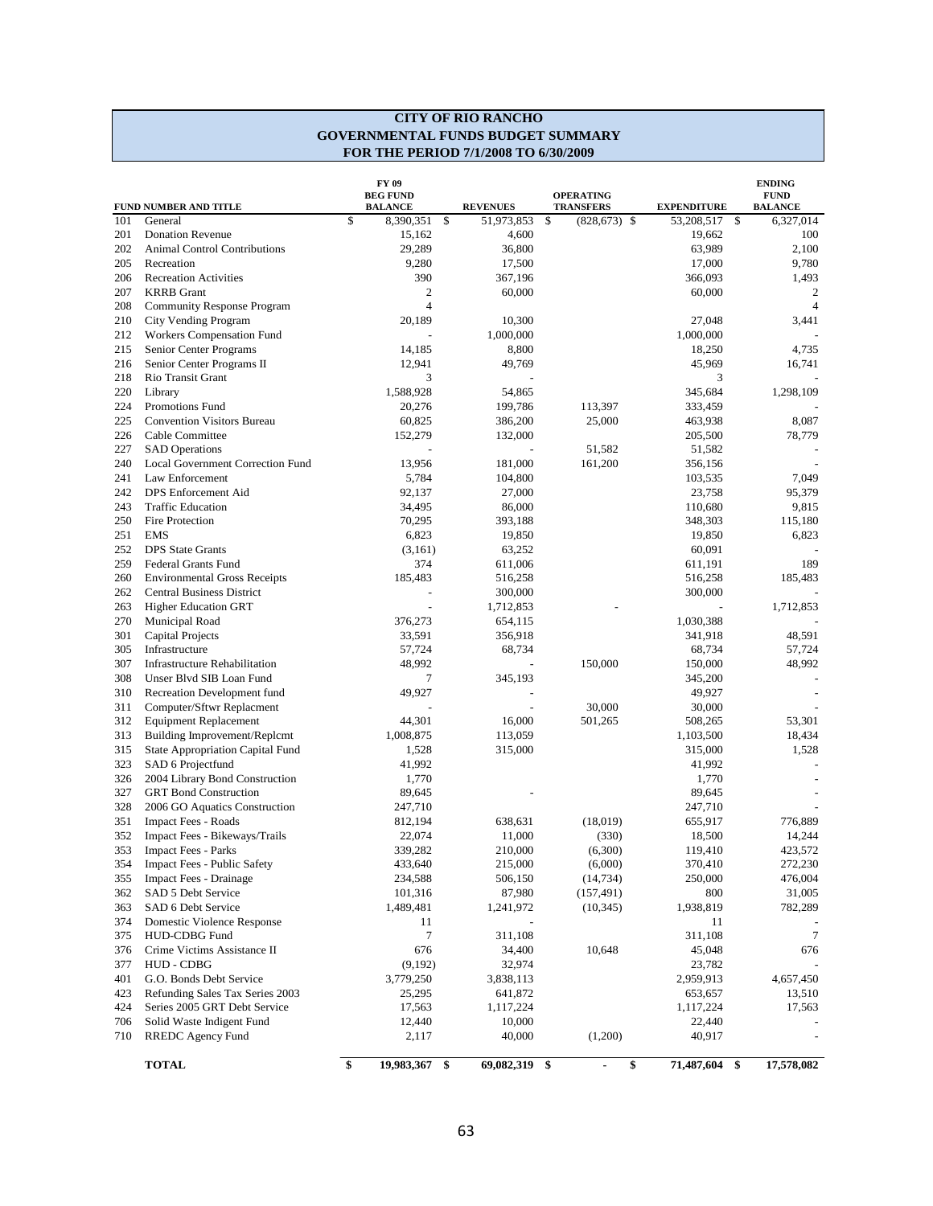# CITY OF RIO RANCHO
## GOVERNMENTAL FUNDS BUDGET SUMMARY
### FOR THE PERIOD 7/1/2008 TO 6/30/2009

| FUND NUMBER AND TITLE | | FY 09 BEG FUND BALANCE | REVENUES | OPERATING TRANSFERS | EXPENDITURE | ENDING FUND BALANCE |
|---|---|---|---|---|---|---|
| 101 | General | $ 8,390,351 | $ 51,973,853 | $ (828,673) | $ 53,208,517 | $ 6,327,014 |
| 201 | Donation Revenue | 15,162 | 4,600 | | 19,662 | 100 |
| 202 | Animal Control Contributions | 29,289 | 36,800 | | 63,989 | 2,100 |
| 205 | Recreation | 9,280 | 17,500 | | 17,000 | 9,780 |
| 206 | Recreation Activities | 390 | 367,196 | | 366,093 | 1,493 |
| 207 | KRRB Grant | 2 | 60,000 | | 60,000 | 2 |
| 208 | Community Response Program | 4 | | | | 4 |
| 210 | City Vending Program | 20,189 | 10,300 | | 27,048 | 3,441 |
| 212 | Workers Compensation Fund | - | 1,000,000 | | 1,000,000 | - |
| 215 | Senior Center Programs | 14,185 | 8,800 | | 18,250 | 4,735 |
| 216 | Senior Center Programs II | 12,941 | 49,769 | | 45,969 | 16,741 |
| 218 | Rio Transit Grant | 3 | - | | 3 | - |
| 220 | Library | 1,588,928 | 54,865 | | 345,684 | 1,298,109 |
| 224 | Promotions Fund | 20,276 | 199,786 | 113,397 | 333,459 | - |
| 225 | Convention Visitors Bureau | 60,825 | 386,200 | 25,000 | 463,938 | 8,087 |
| 226 | Cable Committee | 152,279 | 132,000 | | 205,500 | 78,779 |
| 227 | SAD Operations | - | - | 51,582 | 51,582 | - |
| 240 | Local Government Correction Fund | 13,956 | 181,000 | 161,200 | 356,156 | - |
| 241 | Law Enforcement | 5,784 | 104,800 | | 103,535 | 7,049 |
| 242 | DPS Enforcement Aid | 92,137 | 27,000 | | 23,758 | 95,379 |
| 243 | Traffic Education | 34,495 | 86,000 | | 110,680 | 9,815 |
| 250 | Fire Protection | 70,295 | 393,188 | | 348,303 | 115,180 |
| 251 | EMS | 6,823 | 19,850 | | 19,850 | 6,823 |
| 252 | DPS State Grants | (3,161) | 63,252 | | 60,091 | - |
| 259 | Federal Grants Fund | 374 | 611,006 | | 611,191 | 189 |
| 260 | Environmental Gross Receipts | 185,483 | 516,258 | | 516,258 | 185,483 |
| 262 | Central Business District | - | 300,000 | | 300,000 | - |
| 263 | Higher Education GRT | - | 1,712,853 | - | - | 1,712,853 |
| 270 | Municipal Road | 376,273 | 654,115 | | 1,030,388 | - |
| 301 | Capital Projects | 33,591 | 356,918 | | 341,918 | 48,591 |
| 305 | Infrastructure | 57,724 | 68,734 | | 68,734 | 57,724 |
| 307 | Infrastructure Rehabilitation | 48,992 | - | 150,000 | 150,000 | 48,992 |
| 308 | Unser Blvd SIB Loan Fund | 7 | 345,193 | | 345,200 | - |
| 310 | Recreation Development fund | 49,927 | - | | 49,927 | - |
| 311 | Computer/Sftwr Replacment | - | - | 30,000 | 30,000 | - |
| 312 | Equipment Replacement | 44,301 | 16,000 | 501,265 | 508,265 | 53,301 |
| 313 | Building Improvement/Replcmt | 1,008,875 | 113,059 | | 1,103,500 | 18,434 |
| 315 | State Appropriation Capital Fund | 1,528 | 315,000 | | 315,000 | 1,528 |
| 323 | SAD 6 Projectfund | 41,992 | | | 41,992 | - |
| 326 | 2004 Library Bond Construction | 1,770 | | | 1,770 | - |
| 327 | GRT Bond Construction | 89,645 | - | | 89,645 | - |
| 328 | 2006 GO Aquatics Construction | 247,710 | | | 247,710 | - |
| 351 | Impact Fees - Roads | 812,194 | 638,631 | (18,019) | 655,917 | 776,889 |
| 352 | Impact Fees - Bikeways/Trails | 22,074 | 11,000 | (330) | 18,500 | 14,244 |
| 353 | Impact Fees - Parks | 339,282 | 210,000 | (6,300) | 119,410 | 423,572 |
| 354 | Impact Fees - Public Safety | 433,640 | 215,000 | (6,000) | 370,410 | 272,230 |
| 355 | Impact Fees - Drainage | 234,588 | 506,150 | (14,734) | 250,000 | 476,004 |
| 362 | SAD 5 Debt Service | 101,316 | 87,980 | (157,491) | 800 | 31,005 |
| 363 | SAD 6 Debt Service | 1,489,481 | 1,241,972 | (10,345) | 1,938,819 | 782,289 |
| 374 | Domestic Violence Response | 11 | - | | 11 | - |
| 375 | HUD-CDBG Fund | 7 | 311,108 | | 311,108 | 7 |
| 376 | Crime Victims Assistance II | 676 | 34,400 | 10,648 | 45,048 | 676 |
| 377 | HUD - CDBG | (9,192) | 32,974 | | 23,782 | - |
| 401 | G.O. Bonds Debt Service | 3,779,250 | 3,838,113 | | 2,959,913 | 4,657,450 |
| 423 | Refunding Sales Tax Series 2003 | 25,295 | 641,872 | | 653,657 | 13,510 |
| 424 | Series 2005 GRT Debt Service | 17,563 | 1,117,224 | | 1,117,224 | 17,563 |
| 706 | Solid Waste Indigent Fund | 12,440 | 10,000 | | 22,440 | - |
| 710 | RREDC Agency Fund | 2,117 | 40,000 | (1,200) | 40,917 | - |
| | **TOTAL** | **$ 19,983,367** | **$ 69,082,319** | **$ -** | **$ 71,487,604** | **$ 17,578,082** |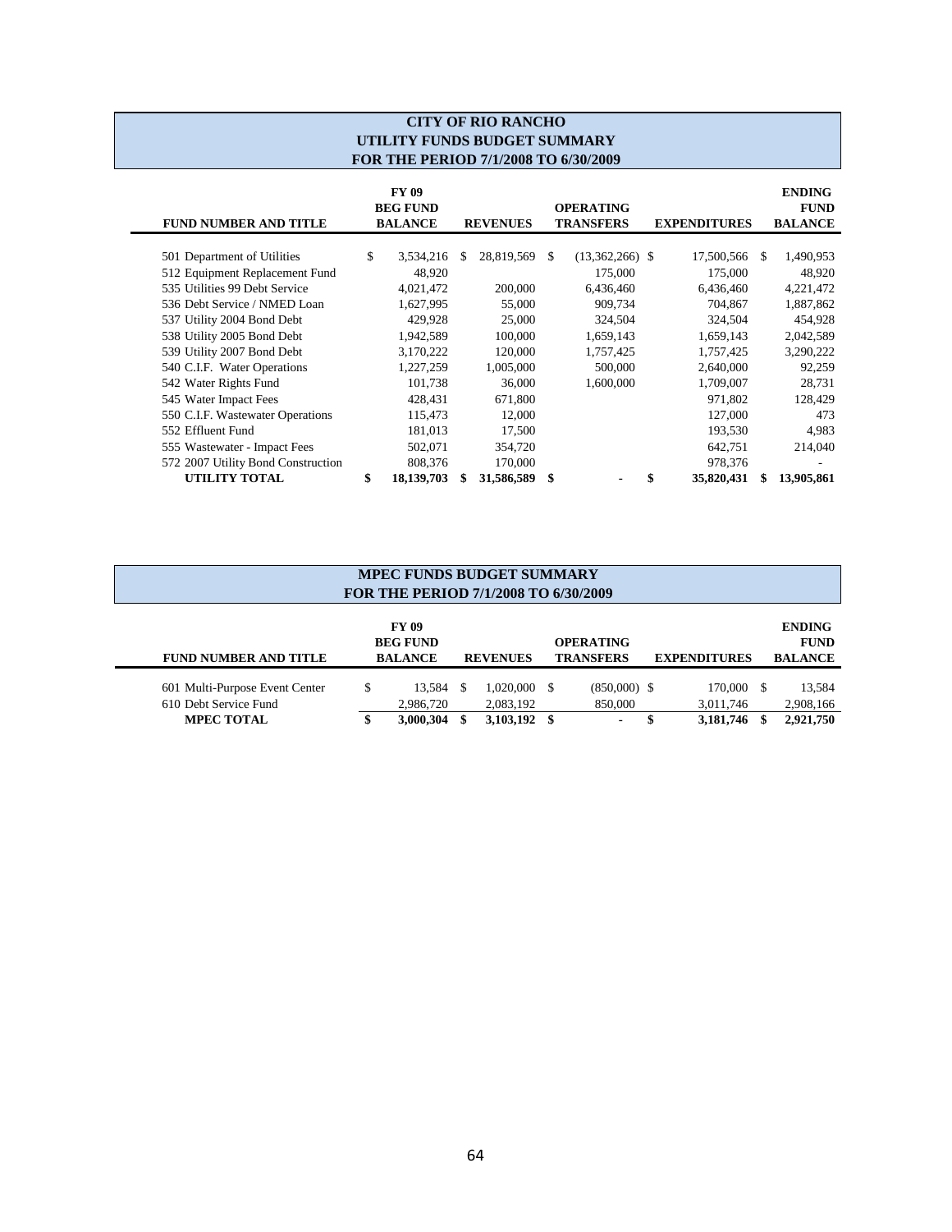# CITY OF RIO RANCHO
## UTILITY FUNDS BUDGET SUMMARY
## FOR THE PERIOD 7/1/2008 TO 6/30/2009

| FUND NUMBER AND TITLE | FY 09 BEG FUND BALANCE | REVENUES | OPERATING TRANSFERS | EXPENDITURES | ENDING FUND BALANCE |
|---|---|---|---|---|---|
| 501 Department of Utilities | $ 3,534,216 | $ 28,819,569 | $ (13,362,266) | $ 17,500,566 | $ 1,490,953 |
| 512 Equipment Replacement Fund | 48,920 | | 175,000 | 175,000 | 48,920 |
| 535 Utilities 99 Debt Service | 4,021,472 | 200,000 | 6,436,460 | 6,436,460 | 4,221,472 |
| 536 Debt Service / NMED Loan | 1,627,995 | 55,000 | 909,734 | 704,867 | 1,887,862 |
| 537 Utility 2004 Bond Debt | 429,928 | 25,000 | 324,504 | 324,504 | 454,928 |
| 538 Utility 2005 Bond Debt | 1,942,589 | 100,000 | 1,659,143 | 1,659,143 | 2,042,589 |
| 539 Utility 2007 Bond Debt | 3,170,222 | 120,000 | 1,757,425 | 1,757,425 | 3,290,222 |
| 540 C.I.F. Water Operations | 1,227,259 | 1,005,000 | 500,000 | 2,640,000 | 92,259 |
| 542 Water Rights Fund | 101,738 | 36,000 | 1,600,000 | 1,709,007 | 28,731 |
| 545 Water Impact Fees | 428,431 | 671,800 | | 971,802 | 128,429 |
| 550 C.I.F. Wastewater Operations | 115,473 | 12,000 | | 127,000 | 473 |
| 552 Effluent Fund | 181,013 | 17,500 | | 193,530 | 4,983 |
| 555 Wastewater - Impact Fees | 502,071 | 354,720 | | 642,751 | 214,040 |
| 572 2007 Utility Bond Construction | 808,376 | 170,000 | | 978,376 | - |
| **UTILITY TOTAL** | **$ 18,139,703** | **$ 31,586,589** | **$ -** | **$ 35,820,431** | **$ 13,905,861** |

## MPEC FUNDS BUDGET SUMMARY
## FOR THE PERIOD 7/1/2008 TO 6/30/2009

| FUND NUMBER AND TITLE | FY 09 BEG FUND BALANCE | REVENUES | OPERATING TRANSFERS | EXPENDITURES | ENDING FUND BALANCE |
|---|---|---|---|---|---|
| 601 Multi-Purpose Event Center | $ 13,584 | $ 1,020,000 | $ (850,000) | $ 170,000 | $ 13,584 |
| 610 Debt Service Fund | 2,986,720 | 2,083,192 | 850,000 | 3,011,746 | 2,908,166 |
| **MPEC TOTAL** | **$ 3,000,304** | **$ 3,103,192** | **$ -** | **$ 3,181,746** | **$ 2,921,750** |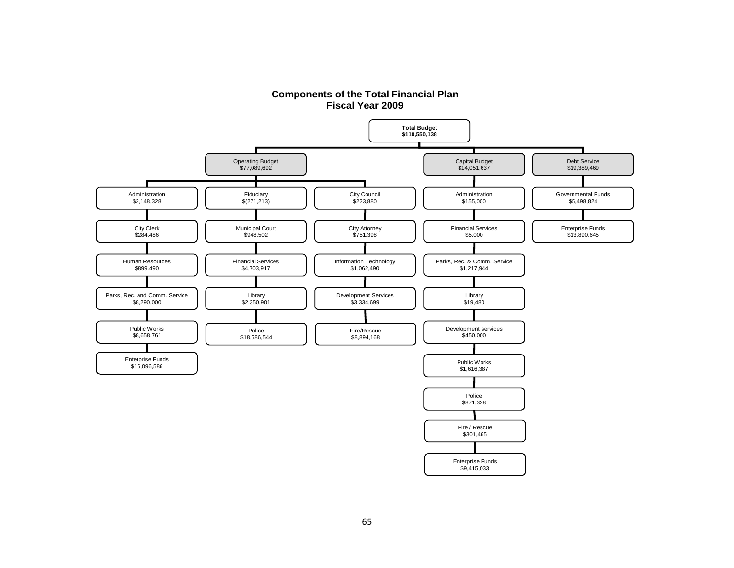## Components of the Total Financial Plan
## Fiscal Year 2009

**Total Budget**
**$110,550,138**

### Operating Budget — $77,089,692

| Column 1 | Column 2 | Column 3 |
|---|---|---|
| Administration $2,148,328 | Fiduciary $(271,213) | City Council $223,880 |
| City Clerk $284,486 | Municipal Court $948,502 | City Attorney $751,398 |
| Human Resources $899.490 | Financial Services $4,703,917 | Information Technology $1,062,490 |
| Parks, Rec. and Comm. Service $8,290,000 | Library $2,350,901 | Development Services $3,334,699 |
| Public Works $8,658,761 | Police $18,586,544 | Fire/Rescue $8,894,168 |
| Enterprise Funds $16,096,586 | | |

### Capital Budget — $14,051,637

- Administration $155,000
- Financial Services $5,000
- Parks, Rec. & Comm. Service $1,217,944
- Library $19,480
- Development services $450,000
- Public Works $1,616,387
- Police $871,328
- Fire / Rescue $301,465
- Enterprise Funds $9,415,033

### Debt Service — $19,389,469

- Governmental Funds $5,498,824
- Enterprise Funds $13,890,645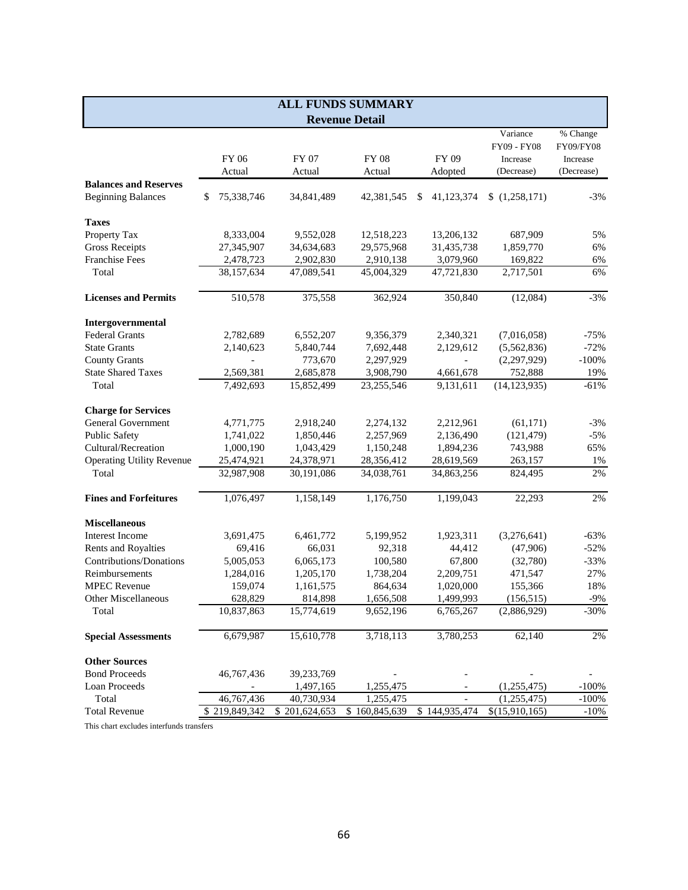## ALL FUNDS SUMMARY
### Revenue Detail

| | FY 06 Actual | FY 07 Actual | FY 08 Actual | FY 09 Adopted | Variance FY09 - FY08 Increase (Decrease) | % Change FY09/FY08 Increase (Decrease) |
|---|---|---|---|---|---|---|
| **Balances and Reserves** | | | | | | |
| Beginning Balances | $ 75,338,746 | 34,841,489 | 42,381,545 | $ 41,123,374 | $ (1,258,171) | -3% |
| **Taxes** | | | | | | |
| Property Tax | 8,333,004 | 9,552,028 | 12,518,223 | 13,206,132 | 687,909 | 5% |
| Gross Receipts | 27,345,907 | 34,634,683 | 29,575,968 | 31,435,738 | 1,859,770 | 6% |
| Franchise Fees | 2,478,723 | 2,902,830 | 2,910,138 | 3,079,960 | 169,822 | 6% |
| Total | 38,157,634 | 47,089,541 | 45,004,329 | 47,721,830 | 2,717,501 | 6% |
| **Licenses and Permits** | 510,578 | 375,558 | 362,924 | 350,840 | (12,084) | -3% |
| **Intergovernmental** | | | | | | |
| Federal Grants | 2,782,689 | 6,552,207 | 9,356,379 | 2,340,321 | (7,016,058) | -75% |
| State Grants | 2,140,623 | 5,840,744 | 7,692,448 | 2,129,612 | (5,562,836) | -72% |
| County Grants | - | 773,670 | 2,297,929 | - | (2,297,929) | -100% |
| State Shared Taxes | 2,569,381 | 2,685,878 | 3,908,790 | 4,661,678 | 752,888 | 19% |
| Total | 7,492,693 | 15,852,499 | 23,255,546 | 9,131,611 | (14,123,935) | -61% |
| **Charge for Services** | | | | | | |
| General Government | 4,771,775 | 2,918,240 | 2,274,132 | 2,212,961 | (61,171) | -3% |
| Public Safety | 1,741,022 | 1,850,446 | 2,257,969 | 2,136,490 | (121,479) | -5% |
| Cultural/Recreation | 1,000,190 | 1,043,429 | 1,150,248 | 1,894,236 | 743,988 | 65% |
| Operating Utility Revenue | 25,474,921 | 24,378,971 | 28,356,412 | 28,619,569 | 263,157 | 1% |
| Total | 32,987,908 | 30,191,086 | 34,038,761 | 34,863,256 | 824,495 | 2% |
| **Fines and Forfeitures** | 1,076,497 | 1,158,149 | 1,176,750 | 1,199,043 | 22,293 | 2% |
| **Miscellaneous** | | | | | | |
| Interest Income | 3,691,475 | 6,461,772 | 5,199,952 | 1,923,311 | (3,276,641) | -63% |
| Rents and Royalties | 69,416 | 66,031 | 92,318 | 44,412 | (47,906) | -52% |
| Contributions/Donations | 5,005,053 | 6,065,173 | 100,580 | 67,800 | (32,780) | -33% |
| Reimbursements | 1,284,016 | 1,205,170 | 1,738,204 | 2,209,751 | 471,547 | 27% |
| MPEC Revenue | 159,074 | 1,161,575 | 864,634 | 1,020,000 | 155,366 | 18% |
| Other Miscellaneous | 628,829 | 814,898 | 1,656,508 | 1,499,993 | (156,515) | -9% |
| Total | 10,837,863 | 15,774,619 | 9,652,196 | 6,765,267 | (2,886,929) | -30% |
| **Special Assessments** | 6,679,987 | 15,610,778 | 3,718,113 | 3,780,253 | 62,140 | 2% |
| **Other Sources** | | | | | | |
| Bond Proceeds | 46,767,436 | 39,233,769 | - | - | - | - |
| Loan Proceeds | - | 1,497,165 | 1,255,475 | - | (1,255,475) | -100% |
| Total | 46,767,436 | 40,730,934 | 1,255,475 | - | (1,255,475) | -100% |
| Total Revenue | $ 219,849,342 | $ 201,624,653 | $ 160,845,639 | $ 144,935,474 | $(15,910,165) | -10% |

This chart excludes interfunds transfers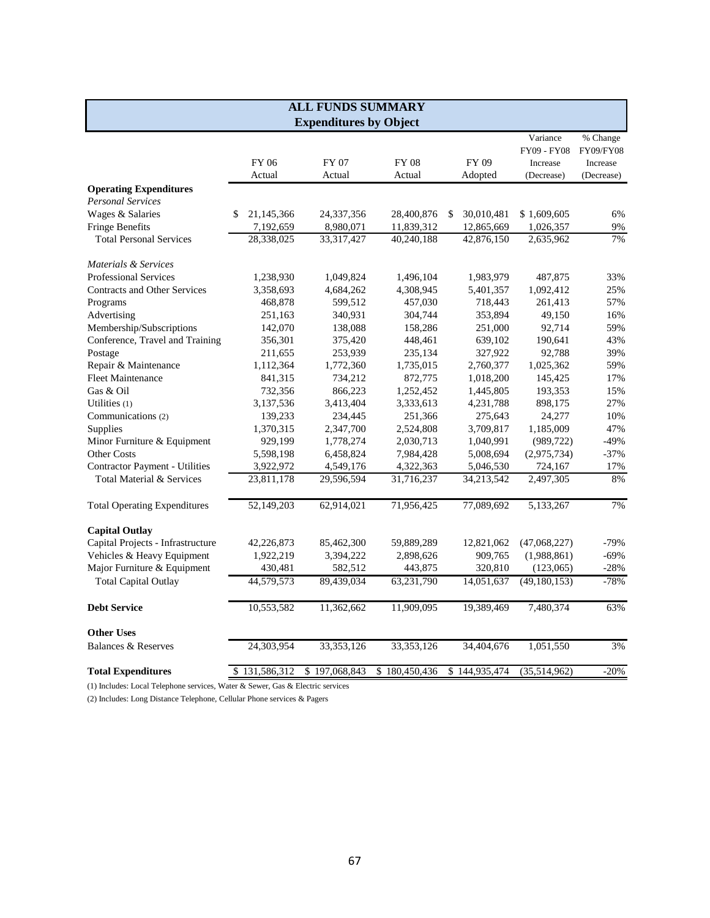## ALL FUNDS SUMMARY
### Expenditures by Object

| | FY 06 Actual | FY 07 Actual | FY 08 Actual | FY 09 Adopted | Variance FY09 - FY08 Increase (Decrease) | % Change FY09/FY08 Increase (Decrease) |
|---|---|---|---|---|---|---|
| **Operating Expenditures** | | | | | | |
| *Personal Services* | | | | | | |
| Wages & Salaries | $ 21,145,366 | 24,337,356 | 28,400,876 | $ 30,010,481 | $ 1,609,605 | 6% |
| Fringe Benefits | 7,192,659 | 8,980,071 | 11,839,312 | 12,865,669 | 1,026,357 | 9% |
| Total Personal Services | 28,338,025 | 33,317,427 | 40,240,188 | 42,876,150 | 2,635,962 | 7% |
| *Materials & Services* | | | | | | |
| Professional Services | 1,238,930 | 1,049,824 | 1,496,104 | 1,983,979 | 487,875 | 33% |
| Contracts and Other Services | 3,358,693 | 4,684,262 | 4,308,945 | 5,401,357 | 1,092,412 | 25% |
| Programs | 468,878 | 599,512 | 457,030 | 718,443 | 261,413 | 57% |
| Advertising | 251,163 | 340,931 | 304,744 | 353,894 | 49,150 | 16% |
| Membership/Subscriptions | 142,070 | 138,088 | 158,286 | 251,000 | 92,714 | 59% |
| Conference, Travel and Training | 356,301 | 375,420 | 448,461 | 639,102 | 190,641 | 43% |
| Postage | 211,655 | 253,939 | 235,134 | 327,922 | 92,788 | 39% |
| Repair & Maintenance | 1,112,364 | 1,772,360 | 1,735,015 | 2,760,377 | 1,025,362 | 59% |
| Fleet Maintenance | 841,315 | 734,212 | 872,775 | 1,018,200 | 145,425 | 17% |
| Gas & Oil | 732,356 | 866,223 | 1,252,452 | 1,445,805 | 193,353 | 15% |
| Utilities (1) | 3,137,536 | 3,413,404 | 3,333,613 | 4,231,788 | 898,175 | 27% |
| Communications (2) | 139,233 | 234,445 | 251,366 | 275,643 | 24,277 | 10% |
| Supplies | 1,370,315 | 2,347,700 | 2,524,808 | 3,709,817 | 1,185,009 | 47% |
| Minor Furniture & Equipment | 929,199 | 1,778,274 | 2,030,713 | 1,040,991 | (989,722) | -49% |
| Other Costs | 5,598,198 | 6,458,824 | 7,984,428 | 5,008,694 | (2,975,734) | -37% |
| Contractor Payment - Utilities | 3,922,972 | 4,549,176 | 4,322,363 | 5,046,530 | 724,167 | 17% |
| Total Material & Services | 23,811,178 | 29,596,594 | 31,716,237 | 34,213,542 | 2,497,305 | 8% |
| Total Operating Expenditures | 52,149,203 | 62,914,021 | 71,956,425 | 77,089,692 | 5,133,267 | 7% |
| **Capital Outlay** | | | | | | |
| Capital Projects - Infrastructure | 42,226,873 | 85,462,300 | 59,889,289 | 12,821,062 | (47,068,227) | -79% |
| Vehicles & Heavy Equipment | 1,922,219 | 3,394,222 | 2,898,626 | 909,765 | (1,988,861) | -69% |
| Major Furniture & Equipment | 430,481 | 582,512 | 443,875 | 320,810 | (123,065) | -28% |
| Total Capital Outlay | 44,579,573 | 89,439,034 | 63,231,790 | 14,051,637 | (49,180,153) | -78% |
| **Debt Service** | 10,553,582 | 11,362,662 | 11,909,095 | 19,389,469 | 7,480,374 | 63% |
| **Other Uses** | | | | | | |
| Balances & Reserves | 24,303,954 | 33,353,126 | 33,353,126 | 34,404,676 | 1,051,550 | 3% |
| **Total Expenditures** | $ 131,586,312 | $ 197,068,843 | $ 180,450,436 | $ 144,935,474 | (35,514,962) | -20% |

(1) Includes: Local Telephone services, Water & Sewer, Gas & Electric services

(2) Includes: Long Distance Telephone, Cellular Phone services & Pagers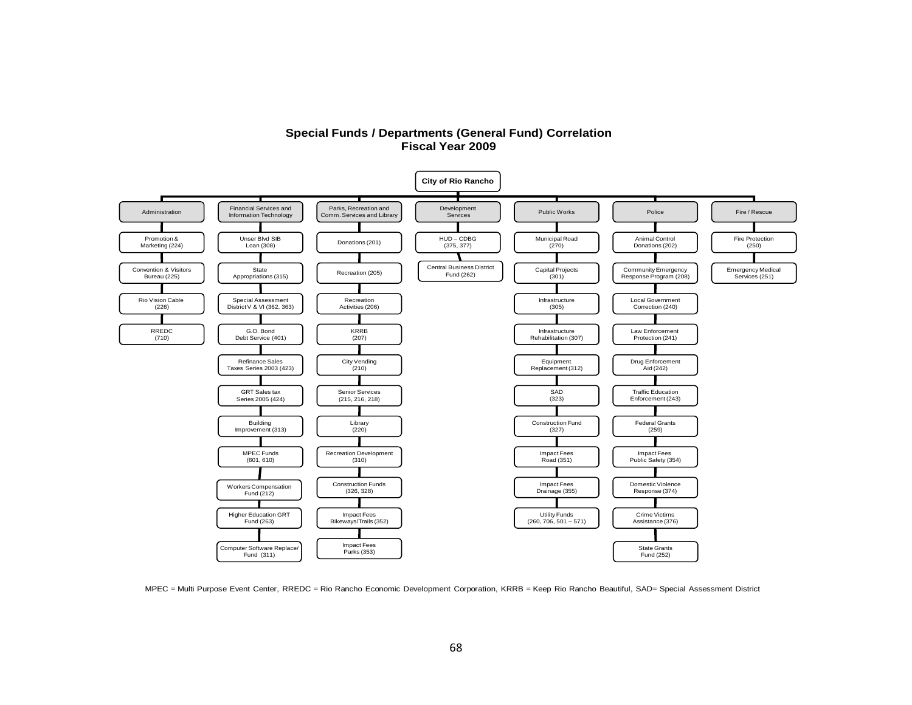# Special Funds / Departments (General Fund) Correlation
## Fiscal Year 2009

**City of Rio Rancho**

| Administration | Financial Services and Information Technology | Parks, Recreation and Comm. Services and Library | Development Services | Public Works | Police | Fire / Rescue |
|---|---|---|---|---|---|---|
| Promotion & Marketing (224) | Unser Blvd SIB Loan (308) | Donations (201) | HUD – CDBG (375, 377) | Municipal Road (270) | Animal Control Donations (202) | Fire Protection (250) |
| Convention & Visitors Bureau (225) | State Appropriations (315) | Recreation (205) | Central Business District Fund (262) | Capital Projects (301) | Community Emergency Response Program (208) | Emergency Medical Services (251) |
| Rio Vision Cable (226) | Special Assessment District V & VI (362, 363) | Recreation Activities (206) | | Infrastructure (305) | Local Government Correction (240) | |
| RREDC (710) | G.O. Bond Debt Service (401) | KRRB (207) | | Infrastructure Rehabilitation (307) | Law Enforcement Protection (241) | |
| | Refinance Sales Taxes Series 2003 (423) | City Vending (210) | | Equipment Replacement (312) | Drug Enforcement Aid (242) | |
| | GRT Sales tax Series 2005 (424) | Senior Services (215, 216, 218) | | SAD (323) | Traffic Education Enforcement (243) | |
| | Building Improvement (313) | Library (220) | | Construction Fund (327) | Federal Grants (259) | |
| | MPEC Funds (601, 610) | Recreation Development (310) | | Impact Fees Road (351) | Impact Fees Public Safety (354) | |
| | Workers Compensation Fund (212) | Construction Funds (326, 328) | | Impact Fees Drainage (355) | Domestic Violence Response (374) | |
| | Higher Education GRT Fund (263) | Impact Fees Bikeways/Trails (352) | | Utility Funds (260, 706, 501 – 571) | Crime Victims Assistance (376) | |
| | Computer Software Replace/ Fund (311) | Impact Fees Parks (353) | | | State Grants Fund (252) | |

MPEC = Multi Purpose Event Center, RREDC = Rio Rancho Economic Development Corporation, KRRB = Keep Rio Rancho Beautiful, SAD= Special Assessment District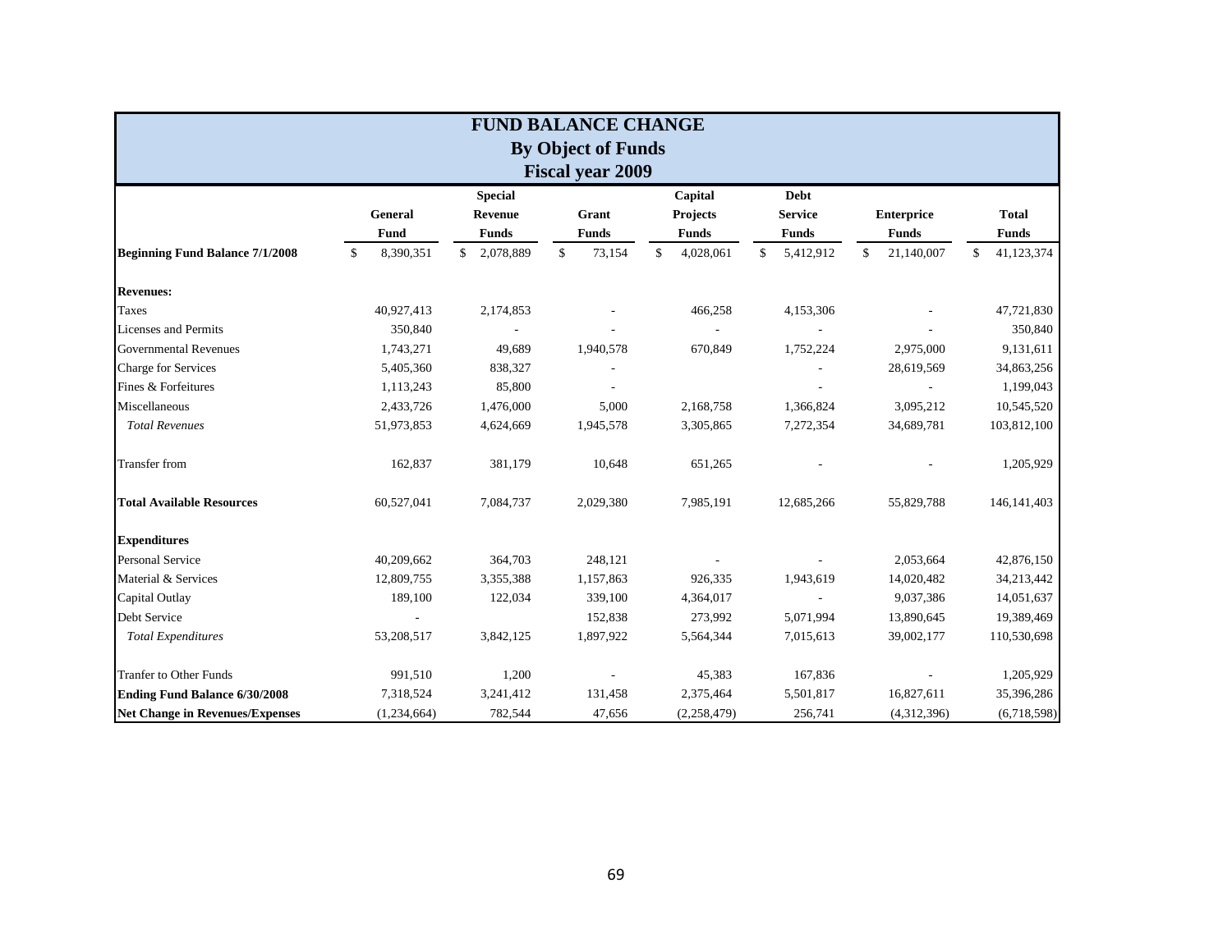# FUND BALANCE CHANGE
## By Object of Funds
## Fiscal year 2009

| | General Fund | Special Revenue Funds | Grant Funds | Capital Projects Funds | Debt Service Funds | Enterprice Funds | Total Funds |
|---|---|---|---|---|---|---|---|
| **Beginning Fund Balance 7/1/2008** | $ 8,390,351 | $ 2,078,889 | $ 73,154 | $ 4,028,061 | $ 5,412,912 | $ 21,140,007 | $ 41,123,374 |
| **Revenues:** | | | | | | | |
| Taxes | 40,927,413 | 2,174,853 | - | 466,258 | 4,153,306 | - | 47,721,830 |
| Licenses and Permits | 350,840 | - | - | - | - | - | 350,840 |
| Governmental Revenues | 1,743,271 | 49,689 | 1,940,578 | 670,849 | 1,752,224 | 2,975,000 | 9,131,611 |
| Charge for Services | 5,405,360 | 838,327 | - | | - | 28,619,569 | 34,863,256 |
| Fines & Forfeitures | 1,113,243 | 85,800 | - | | - | - | 1,199,043 |
| Miscellaneous | 2,433,726 | 1,476,000 | 5,000 | 2,168,758 | 1,366,824 | 3,095,212 | 10,545,520 |
| *Total Revenues* | 51,973,853 | 4,624,669 | 1,945,578 | 3,305,865 | 7,272,354 | 34,689,781 | 103,812,100 |
| Transfer from | 162,837 | 381,179 | 10,648 | 651,265 | - | - | 1,205,929 |
| **Total Available Resources** | 60,527,041 | 7,084,737 | 2,029,380 | 7,985,191 | 12,685,266 | 55,829,788 | 146,141,403 |
| **Expenditures** | | | | | | | |
| Personal Service | 40,209,662 | 364,703 | 248,121 | - | - | 2,053,664 | 42,876,150 |
| Material & Services | 12,809,755 | 3,355,388 | 1,157,863 | 926,335 | 1,943,619 | 14,020,482 | 34,213,442 |
| Capital Outlay | 189,100 | 122,034 | 339,100 | 4,364,017 | - | 9,037,386 | 14,051,637 |
| Debt Service | - | | 152,838 | 273,992 | 5,071,994 | 13,890,645 | 19,389,469 |
| *Total Expenditures* | 53,208,517 | 3,842,125 | 1,897,922 | 5,564,344 | 7,015,613 | 39,002,177 | 110,530,698 |
| Tranfer to Other Funds | 991,510 | 1,200 | - | 45,383 | 167,836 | - | 1,205,929 |
| **Ending Fund Balance 6/30/2008** | 7,318,524 | 3,241,412 | 131,458 | 2,375,464 | 5,501,817 | 16,827,611 | 35,396,286 |
| **Net Change in Revenues/Expenses** | (1,234,664) | 782,544 | 47,656 | (2,258,479) | 256,741 | (4,312,396) | (6,718,598) |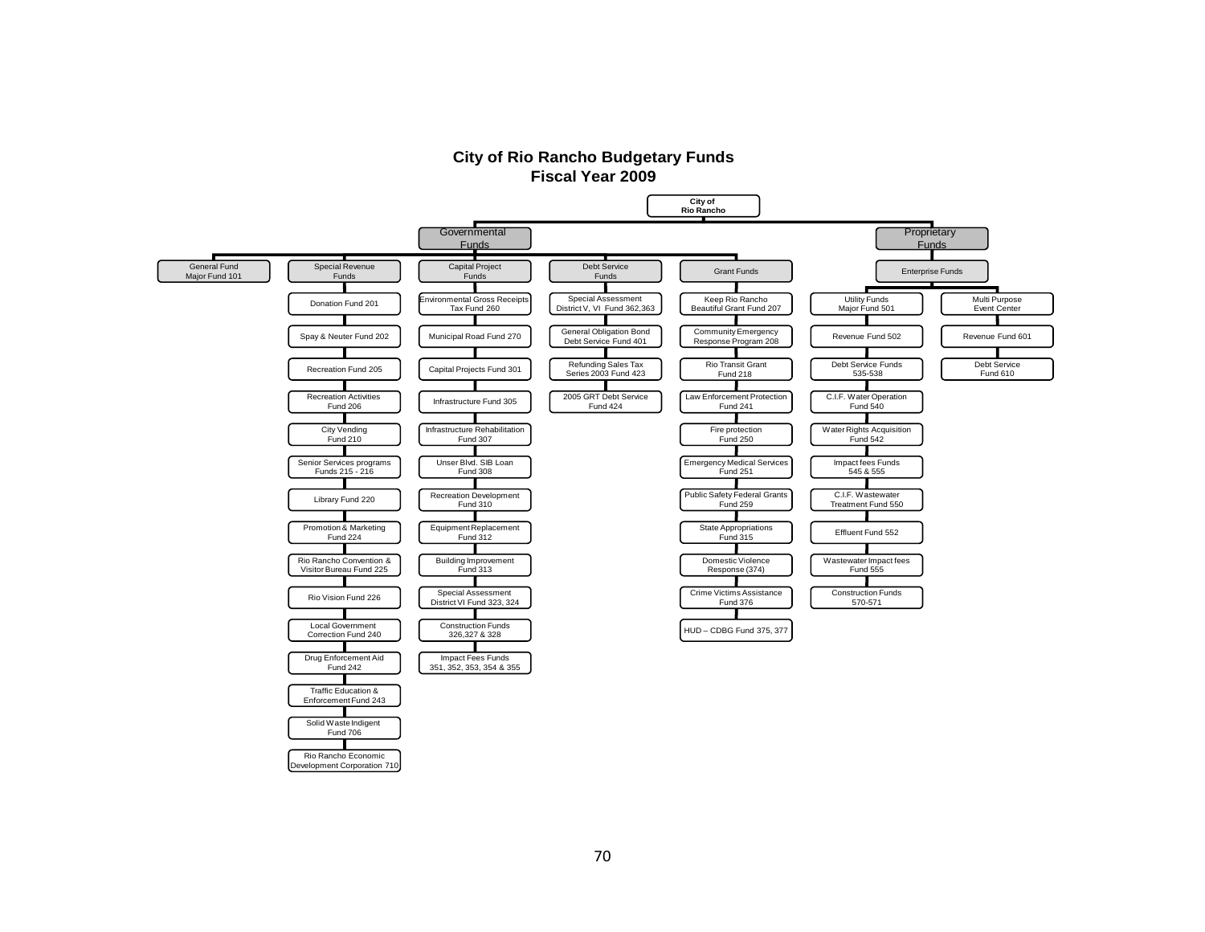# City of Rio Rancho Budgetary Funds
## Fiscal Year 2009

**City of Rio Rancho**

- **Governmental Funds**
  - General Fund Major Fund 101
  - Special Revenue Funds
    - Donation Fund 201
    - Spay & Neuter Fund 202
    - Recreation Fund 205
    - Recreation Activities Fund 206
    - City Vending Fund 210
    - Senior Services programs Funds 215 - 216
    - Library Fund 220
    - Promotion & Marketing Fund 224
    - Rio Rancho Convention & Visitor Bureau Fund 225
    - Rio Vision Fund 226
    - Local Government Correction Fund 240
    - Drug Enforcement Aid Fund 242
    - Traffic Education & Enforcement Fund 243
    - Solid Waste Indigent Fund 706
    - Rio Rancho Economic Development Corporation 710
  - Capital Project Funds
    - Environmental Gross Receipts Tax Fund 260
    - Municipal Road Fund 270
    - Capital Projects Fund 301
    - Infrastructure Fund 305
    - Infrastructure Rehabilitation Fund 307
    - Unser Blvd. SIB Loan Fund 308
    - Recreation Development Fund 310
    - Equipment Replacement Fund 312
    - Building Improvement Fund 313
    - Special Assessment District VI Fund 323, 324
    - Construction Funds 326,327 & 328
    - Impact Fees Funds 351, 352, 353, 354 & 355
  - Debt Service Funds
    - Special Assessment District V, VI Fund 362,363
    - General Obligation Bond Debt Service Fund 401
    - Refunding Sales Tax Series 2003 Fund 423
    - 2005 GRT Debt Service Fund 424
  - Grant Funds
    - Keep Rio Rancho Beautiful Grant Fund 207
    - Community Emergency Response Program 208
    - Rio Transit Grant Fund 218
    - Law Enforcement Protection Fund 241
    - Fire protection Fund 250
    - Emergency Medical Services Fund 251
    - Public Safety Federal Grants Fund 259
    - State Appropriations Fund 315
    - Domestic Violence Response (374)
    - Crime Victims Assistance Fund 376
    - HUD – CDBG Fund 375, 377
- **Proprietary Funds**
  - Enterprise Funds
    - Utility Funds Major Fund 501
      - Revenue Fund 502
      - Debt Service Funds 535-538
      - C.I.F. Water Operation Fund 540
      - Water Rights Acquisition Fund 542
      - Impact fees Funds 545 & 555
      - C.I.F. Wastewater Treatment Fund 550
      - Effluent Fund 552
      - Wastewater Impact fees Fund 555
      - Construction Funds 570-571
    - Multi Purpose Event Center
      - Revenue Fund 601
      - Debt Service Fund 610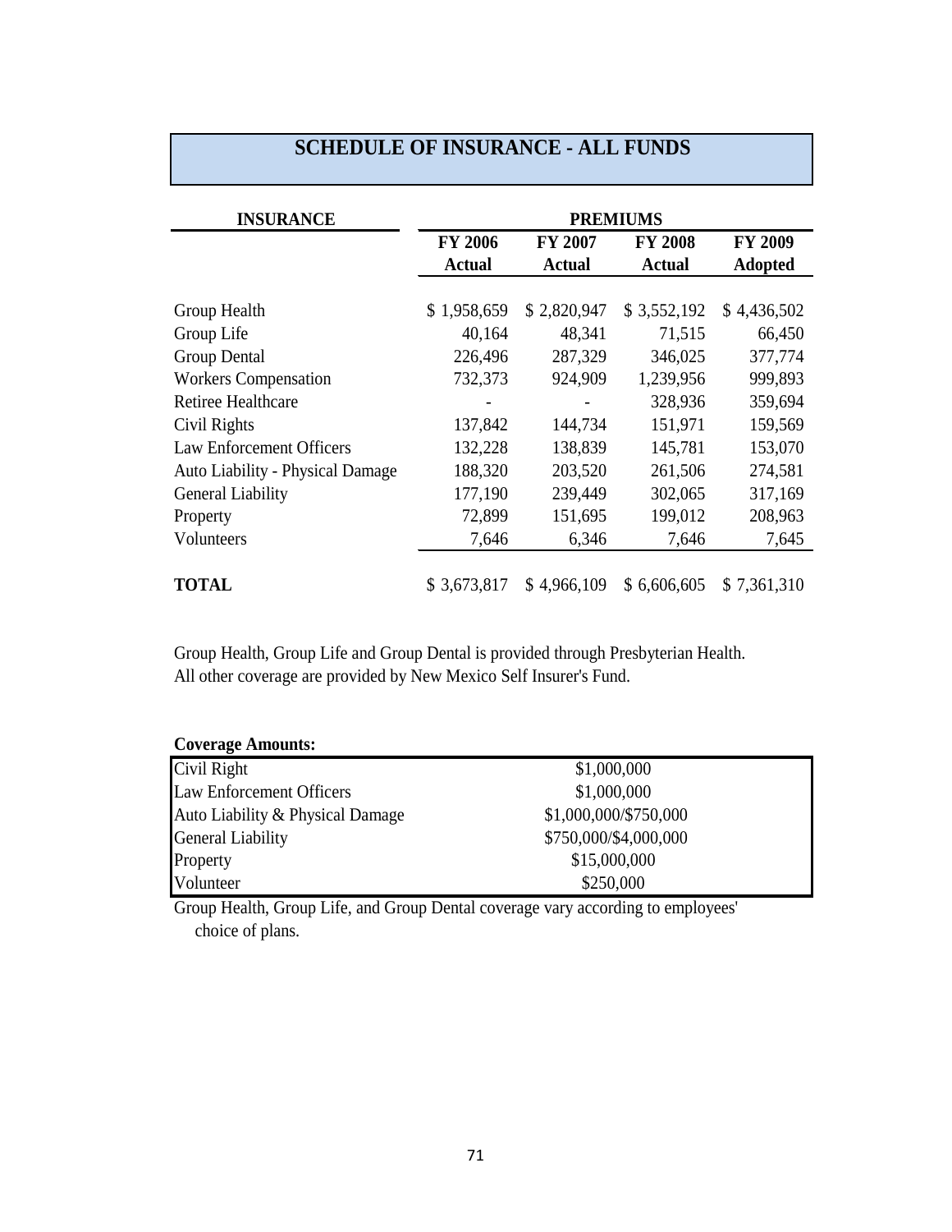# SCHEDULE OF INSURANCE - ALL FUNDS

| INSURANCE | PREMIUMS | | | |
|---|---|---|---|---|
| | FY 2006 Actual | FY 2007 Actual | FY 2008 Actual | FY 2009 Adopted |
| Group Health | $ 1,958,659 | $ 2,820,947 | $ 3,552,192 | $ 4,436,502 |
| Group Life | 40,164 | 48,341 | 71,515 | 66,450 |
| Group Dental | 226,496 | 287,329 | 346,025 | 377,774 |
| Workers Compensation | 732,373 | 924,909 | 1,239,956 | 999,893 |
| Retiree Healthcare | - | - | 328,936 | 359,694 |
| Civil Rights | 137,842 | 144,734 | 151,971 | 159,569 |
| Law Enforcement Officers | 132,228 | 138,839 | 145,781 | 153,070 |
| Auto Liability - Physical Damage | 188,320 | 203,520 | 261,506 | 274,581 |
| General Liability | 177,190 | 239,449 | 302,065 | 317,169 |
| Property | 72,899 | 151,695 | 199,012 | 208,963 |
| Volunteers | 7,646 | 6,346 | 7,646 | 7,645 |
| **TOTAL** | $ 3,673,817 | $ 4,966,109 | $ 6,606,605 | $ 7,361,310 |

Group Health, Group Life and Group Dental is provided through Presbyterian Health.
All other coverage are provided by New Mexico Self Insurer's Fund.

**Coverage Amounts:**

| Coverage | Amount |
|---|---|
| Civil Right | $1,000,000 |
| Law Enforcement Officers | $1,000,000 |
| Auto Liability & Physical Damage | $1,000,000/$750,000 |
| General Liability | $750,000/$4,000,000 |
| Property | $15,000,000 |
| Volunteer | $250,000 |

Group Health, Group Life, and Group Dental coverage vary according to employees' choice of plans.